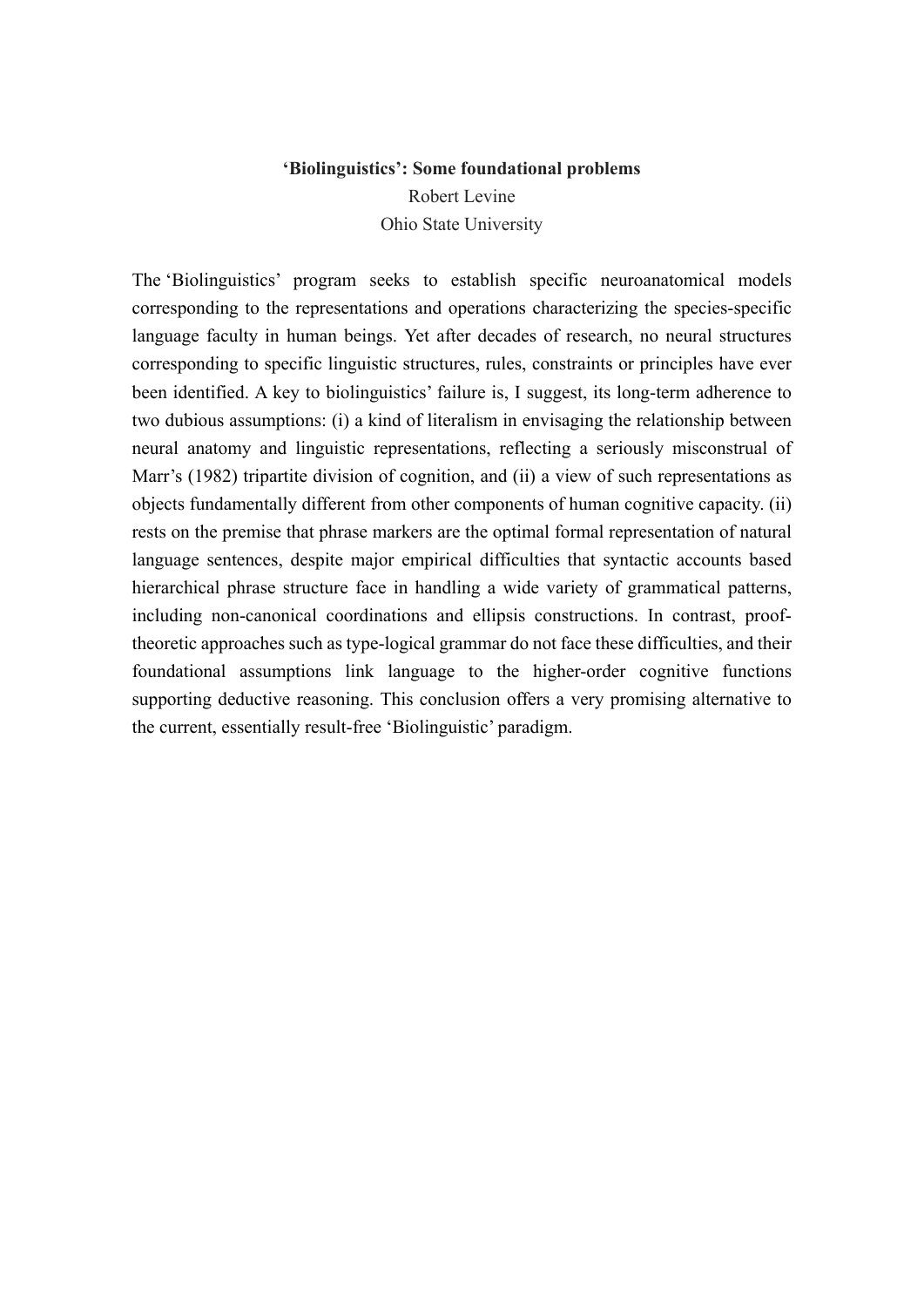# ‘Biolinguistics’: Some foundational problems

Robert Levine

Ohio State University

The ‘Biolinguistics’ program seeks to establish specific neuroanatomical models corresponding to the representations and operations characterizing the species-specific language faculty in human beings. Yet after decades of research, no neural structures corresponding to specific linguistic structures, rules, constraints or principles have ever been identified. A key to biolinguistics’ failure is, I suggest, its long-term adherence to two dubious assumptions: (i) a kind of literalism in envisaging the relationship between neural anatomy and linguistic representations, reflecting a seriously misconstrual of Marr’s (1982) tripartite division of cognition, and (ii) a view of such representations as objects fundamentally different from other components of human cognitive capacity. (ii) rests on the premise that phrase markers are the optimal formal representation of natural language sentences, despite major empirical difficulties that syntactic accounts based hierarchical phrase structure face in handling a wide variety of grammatical patterns, including non-canonical coordinations and ellipsis constructions. In contrast, proof-theoretic approaches such as type-logical grammar do not face these difficulties, and their foundational assumptions link language to the higher-order cognitive functions supporting deductive reasoning. This conclusion offers a very promising alternative to the current, essentially result-free ‘Biolinguistic’ paradigm.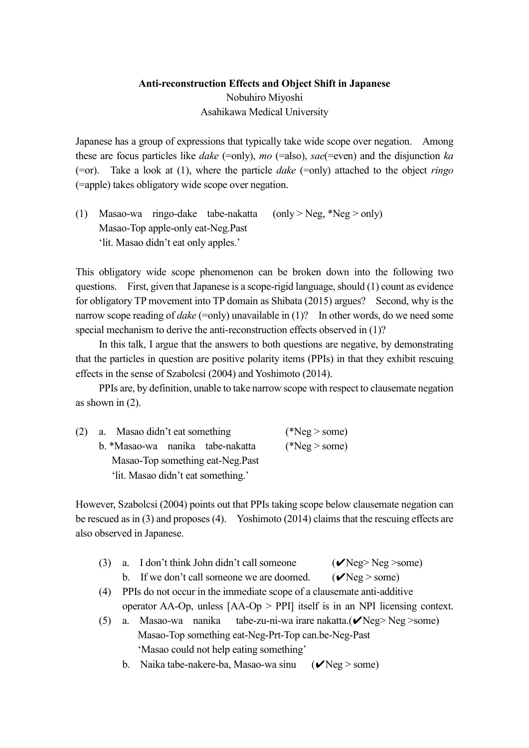**Anti-reconstruction Effects and Object Shift in Japanese**

Nobuhiro Miyoshi

Asahikawa Medical University

Japanese has a group of expressions that typically take wide scope over negation. Among these are focus particles like *dake* (=only), *mo* (=also), *sae*(=even) and the disjunction *ka* (=or). Take a look at (1), where the particle *dake* (=only) attached to the object *ringo* (=apple) takes obligatory wide scope over negation.

(1) Masao-wa ringo-dake tabe-nakatta (only > Neg, *Neg > only)
   Masao-Top apple-only eat-Neg.Past
   'lit. Masao didn't eat only apples.'

This obligatory wide scope phenomenon can be broken down into the following two questions. First, given that Japanese is a scope-rigid language, should (1) count as evidence for obligatory TP movement into TP domain as Shibata (2015) argues? Second, why is the narrow scope reading of *dake* (=only) unavailable in (1)? In other words, do we need some special mechanism to derive the anti-reconstruction effects observed in (1)?

In this talk, I argue that the answers to both questions are negative, by demonstrating that the particles in question are positive polarity items (PPIs) in that they exhibit rescuing effects in the sense of Szabolcsi (2004) and Yoshimoto (2014).

PPIs are, by definition, unable to take narrow scope with respect to clausemate negation as shown in (2).

(2) a. Masao didn't eat something (*Neg > some)
   b. *Masao-wa nanika tabe-nakatta (*Neg > some)
      Masao-Top something eat-Neg.Past
      'lit. Masao didn't eat something.'

However, Szabolcsi (2004) points out that PPIs taking scope below clausemate negation can be rescued as in (3) and proposes (4). Yoshimoto (2014) claims that the rescuing effects are also observed in Japanese.

(3) a. I don't think John didn't call someone (✔Neg> Neg >some)
   b. If we don't call someone we are doomed. (✔Neg > some)

(4) PPIs do not occur in the immediate scope of a clausemate anti-additive operator AA-Op, unless [AA-Op > PPI] itself is in an NPI licensing context.

(5) a. Masao-wa nanika tabe-zu-ni-wa irare nakatta.(✔Neg> Neg >some)
      Masao-Top something eat-Neg-Prt-Top can.be-Neg-Past
      'Masao could not help eating something'
   b. Naika tabe-nakere-ba, Masao-wa sinu (✔Neg > some)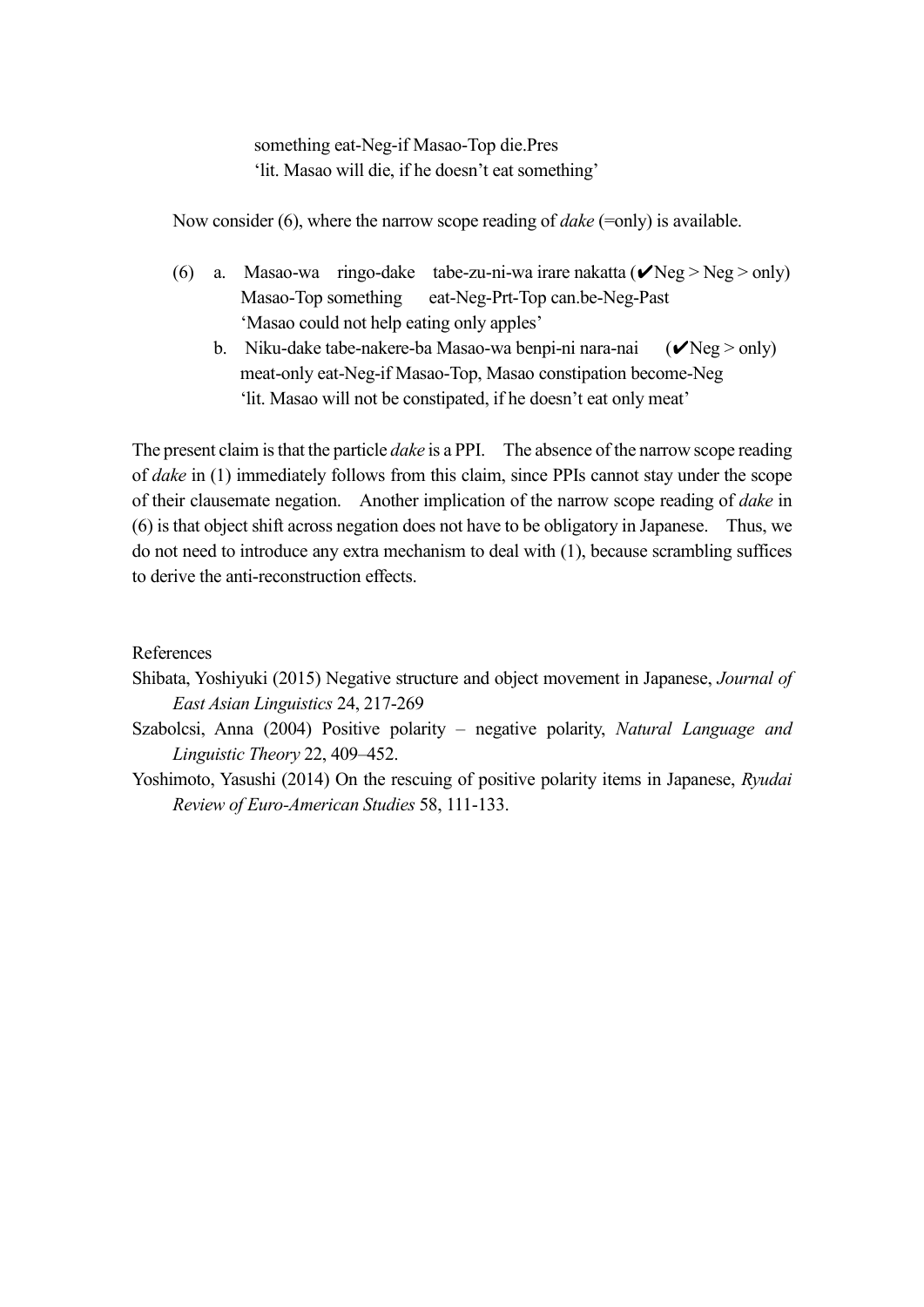something eat-Neg-if Masao-Top die.Pres
'lit. Masao will die, if he doesn't eat something'

Now consider (6), where the narrow scope reading of *dake* (=only) is available.

(6) a. Masao-wa ringo-dake tabe-zu-ni-wa irare nakatta (✔Neg > Neg > only)
Masao-Top something eat-Neg-Prt-Top can.be-Neg-Past
'Masao could not help eating only apples'

b. Niku-dake tabe-nakere-ba Masao-wa benpi-ni nara-nai (✔Neg > only)
meat-only eat-Neg-if Masao-Top, Masao constipation become-Neg
'lit. Masao will not be constipated, if he doesn't eat only meat'

The present claim is that the particle *dake* is a PPI. The absence of the narrow scope reading of *dake* in (1) immediately follows from this claim, since PPIs cannot stay under the scope of their clausemate negation. Another implication of the narrow scope reading of *dake* in (6) is that object shift across negation does not have to be obligatory in Japanese. Thus, we do not need to introduce any extra mechanism to deal with (1), because scrambling suffices to derive the anti-reconstruction effects.

References

Shibata, Yoshiyuki (2015) Negative structure and object movement in Japanese, *Journal of East Asian Linguistics* 24, 217-269

Szabolcsi, Anna (2004) Positive polarity – negative polarity, *Natural Language and Linguistic Theory* 22, 409–452.

Yoshimoto, Yasushi (2014) On the rescuing of positive polarity items in Japanese, *Ryudai Review of Euro-American Studies* 58, 111-133.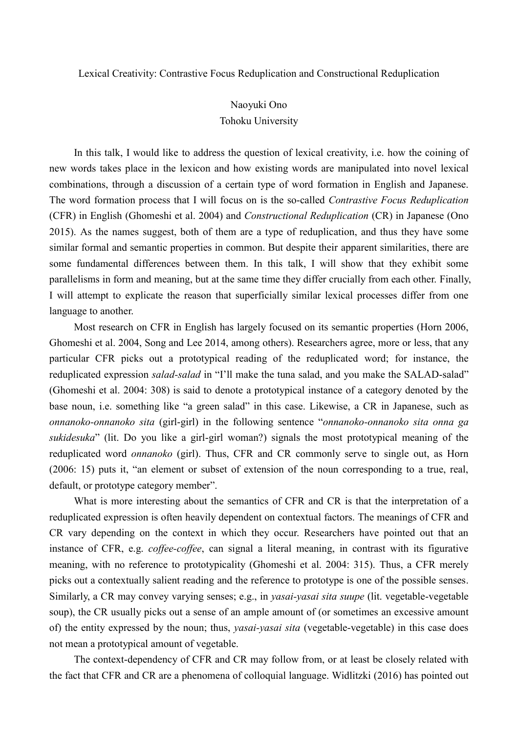Lexical Creativity: Contrastive Focus Reduplication and Constructional Reduplication

Naoyuki Ono
Tohoku University

In this talk, I would like to address the question of lexical creativity, i.e. how the coining of new words takes place in the lexicon and how existing words are manipulated into novel lexical combinations, through a discussion of a certain type of word formation in English and Japanese. The word formation process that I will focus on is the so-called *Contrastive Focus Reduplication* (CFR) in English (Ghomeshi et al. 2004) and *Constructional Reduplication* (CR) in Japanese (Ono 2015). As the names suggest, both of them are a type of reduplication, and thus they have some similar formal and semantic properties in common. But despite their apparent similarities, there are some fundamental differences between them. In this talk, I will show that they exhibit some parallelisms in form and meaning, but at the same time they differ crucially from each other. Finally, I will attempt to explicate the reason that superficially similar lexical processes differ from one language to another.

Most research on CFR in English has largely focused on its semantic properties (Horn 2006, Ghomeshi et al. 2004, Song and Lee 2014, among others). Researchers agree, more or less, that any particular CFR picks out a prototypical reading of the reduplicated word; for instance, the reduplicated expression *salad-salad* in "I'll make the tuna salad, and you make the SALAD-salad" (Ghomeshi et al. 2004: 308) is said to denote a prototypical instance of a category denoted by the base noun, i.e. something like "a green salad" in this case. Likewise, a CR in Japanese, such as *onnanoko-onnanoko sita* (girl-girl) in the following sentence "*onnanoko-onnanoko sita onna ga sukidesuka*" (lit. Do you like a girl-girl woman?) signals the most prototypical meaning of the reduplicated word *onnanoko* (girl). Thus, CFR and CR commonly serve to single out, as Horn (2006: 15) puts it, "an element or subset of extension of the noun corresponding to a true, real, default, or prototype category member".

What is more interesting about the semantics of CFR and CR is that the interpretation of a reduplicated expression is often heavily dependent on contextual factors. The meanings of CFR and CR vary depending on the context in which they occur. Researchers have pointed out that an instance of CFR, e.g. *coffee-coffee*, can signal a literal meaning, in contrast with its figurative meaning, with no reference to prototypicality (Ghomeshi et al. 2004: 315). Thus, a CFR merely picks out a contextually salient reading and the reference to prototype is one of the possible senses. Similarly, a CR may convey varying senses; e.g., in *yasai-yasai sita suupe* (lit. vegetable-vegetable soup), the CR usually picks out a sense of an ample amount of (or sometimes an excessive amount of) the entity expressed by the noun; thus, *yasai-yasai sita* (vegetable-vegetable) in this case does not mean a prototypical amount of vegetable.

The context-dependency of CFR and CR may follow from, or at least be closely related with the fact that CFR and CR are a phenomena of colloquial language. Widlitzki (2016) has pointed out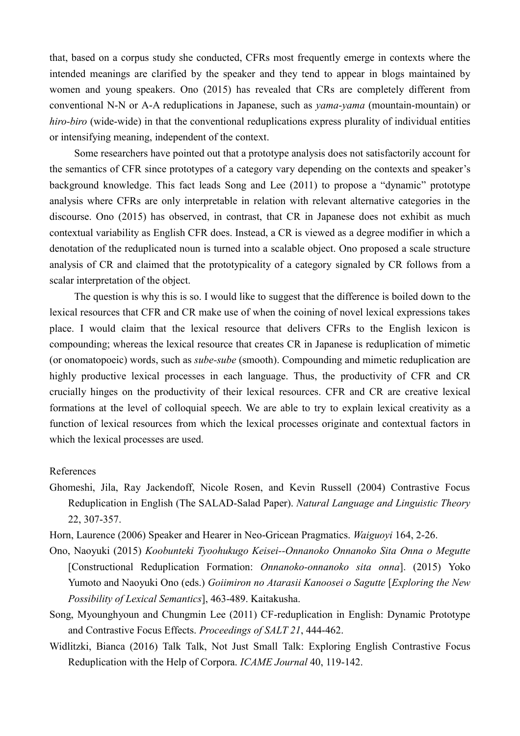that, based on a corpus study she conducted, CFRs most frequently emerge in contexts where the intended meanings are clarified by the speaker and they tend to appear in blogs maintained by women and young speakers. Ono (2015) has revealed that CRs are completely different from conventional N-N or A-A reduplications in Japanese, such as *yama-yama* (mountain-mountain) or *hiro-biro* (wide-wide) in that the conventional reduplications express plurality of individual entities or intensifying meaning, independent of the context.

Some researchers have pointed out that a prototype analysis does not satisfactorily account for the semantics of CFR since prototypes of a category vary depending on the contexts and speaker's background knowledge. This fact leads Song and Lee (2011) to propose a "dynamic" prototype analysis where CFRs are only interpretable in relation with relevant alternative categories in the discourse. Ono (2015) has observed, in contrast, that CR in Japanese does not exhibit as much contextual variability as English CFR does. Instead, a CR is viewed as a degree modifier in which a denotation of the reduplicated noun is turned into a scalable object. Ono proposed a scale structure analysis of CR and claimed that the prototypicality of a category signaled by CR follows from a scalar interpretation of the object.

The question is why this is so. I would like to suggest that the difference is boiled down to the lexical resources that CFR and CR make use of when the coining of novel lexical expressions takes place. I would claim that the lexical resource that delivers CFRs to the English lexicon is compounding; whereas the lexical resource that creates CR in Japanese is reduplication of mimetic (or onomatopoeic) words, such as *sube-sube* (smooth). Compounding and mimetic reduplication are highly productive lexical processes in each language. Thus, the productivity of CFR and CR crucially hinges on the productivity of their lexical resources. CFR and CR are creative lexical formations at the level of colloquial speech. We are able to try to explain lexical creativity as a function of lexical resources from which the lexical processes originate and contextual factors in which the lexical processes are used.

References

Ghomeshi, Jila, Ray Jackendoff, Nicole Rosen, and Kevin Russell (2004) Contrastive Focus Reduplication in English (The SALAD-Salad Paper). *Natural Language and Linguistic Theory* 22, 307-357.

Horn, Laurence (2006) Speaker and Hearer in Neo-Gricean Pragmatics. *Waiguoyi* 164, 2-26.

Ono, Naoyuki (2015) *Koobunteki Tyoohukugo Keisei--Onnanoko Onnanoko Sita Onna o Megutte* [Constructional Reduplication Formation: *Onnanoko-onnanoko sita onna*]. (2015) Yoko Yumoto and Naoyuki Ono (eds.) *Goiimiron no Atarasii Kanoosei o Sagutte* [*Exploring the New Possibility of Lexical Semantics*], 463-489. Kaitakusha.

Song, Myounghyoun and Chungmin Lee (2011) CF-reduplication in English: Dynamic Prototype and Contrastive Focus Effects. *Proceedings of SALT 21*, 444-462.

Widlitzki, Bianca (2016) Talk Talk, Not Just Small Talk: Exploring English Contrastive Focus Reduplication with the Help of Corpora. *ICAME Journal* 40, 119-142.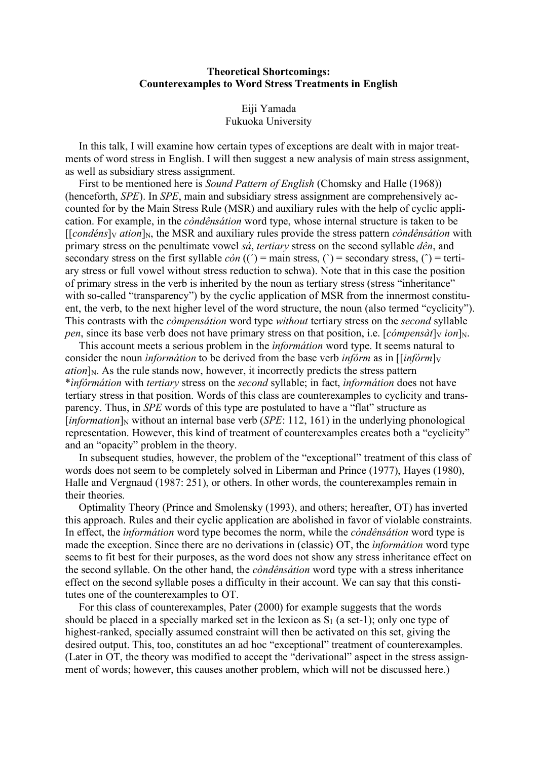**Theoretical Shortcomings:**
**Counterexamples to Word Stress Treatments in English**

Eiji Yamada
Fukuoka University

In this talk, I will examine how certain types of exceptions are dealt with in major treatments of word stress in English. I will then suggest a new analysis of main stress assignment, as well as subsidiary stress assignment.

First to be mentioned here is *Sound Pattern of English* (Chomsky and Halle (1968)) (henceforth, *SPE*). In *SPE*, main and subsidiary stress assignment are comprehensively accounted for by the Main Stress Rule (MSR) and auxiliary rules with the help of cyclic application. For example, in the *còndênsátion* word type, whose internal structure is taken to be $[[$*condéns*$]_V$ *ation*$]_N$, the MSR and auxiliary rules provide the stress pattern *còndênsátion* with primary stress on the penultimate vowel *sá*, *tertiary* stress on the second syllable *dên*, and secondary stress on the first syllable *còn* ((´) = main stress, (`) = secondary stress, (ˆ) = tertiary stress or full vowel without stress reduction to schwa). Note that in this case the position of primary stress in the verb is inherited by the noun as tertiary stress (stress "inheritance" with so-called "transparency") by the cyclic application of MSR from the innermost constituent, the verb, to the next higher level of the word structure, the noun (also termed "cyclicity"). This contrasts with the *còmpensátion* word type *without* tertiary stress on the *second* syllable *pen*, since its base verb does not have primary stress on that position, i.e. $[$*cómpensàt*$]_V$ *ion*$]_N$.

This account meets a serious problem in the *ìnformátion* word type. It seems natural to consider the noun *ìnformátion* to be derived from the base verb *infórm* as in $[[$*infórm*$]_V$ *ation*$]_N$. As the rule stands now, however, it incorrectly predicts the stress pattern \**ìnfôrmátion* with *tertiary* stress on the *second* syllable; in fact, *ìnformátion* does not have tertiary stress in that position. Words of this class are counterexamples to cyclicity and transparency. Thus, in *SPE* words of this type are postulated to have a "flat" structure as $[$*information*$]_N$ without an internal base verb (*SPE*: 112, 161) in the underlying phonological representation. However, this kind of treatment of counterexamples creates both a "cyclicity" and an "opacity" problem in the theory.

In subsequent studies, however, the problem of the "exceptional" treatment of this class of words does not seem to be completely solved in Liberman and Prince (1977), Hayes (1980), Halle and Vergnaud (1987: 251), or others. In other words, the counterexamples remain in their theories.

Optimality Theory (Prince and Smolensky (1993), and others; hereafter, OT) has inverted this approach. Rules and their cyclic application are abolished in favor of violable constraints. In effect, the *ìnformátion* word type becomes the norm, while the *còndênsátion* word type is made the exception. Since there are no derivations in (classic) OT, the *ìnformátion* word type seems to fit best for their purposes, as the word does not show any stress inheritance effect on the second syllable. On the other hand, the *còndênsátion* word type with a stress inheritance effect on the second syllable poses a difficulty in their account. We can say that this constitutes one of the counterexamples to OT.

For this class of counterexamples, Pater (2000) for example suggests that the words should be placed in a specially marked set in the lexicon as $S_1$ (a set-1); only one type of highest-ranked, specially assumed constraint will then be activated on this set, giving the desired output. This, too, constitutes an ad hoc "exceptional" treatment of counterexamples. (Later in OT, the theory was modified to accept the "derivational" aspect in the stress assignment of words; however, this causes another problem, which will not be discussed here.)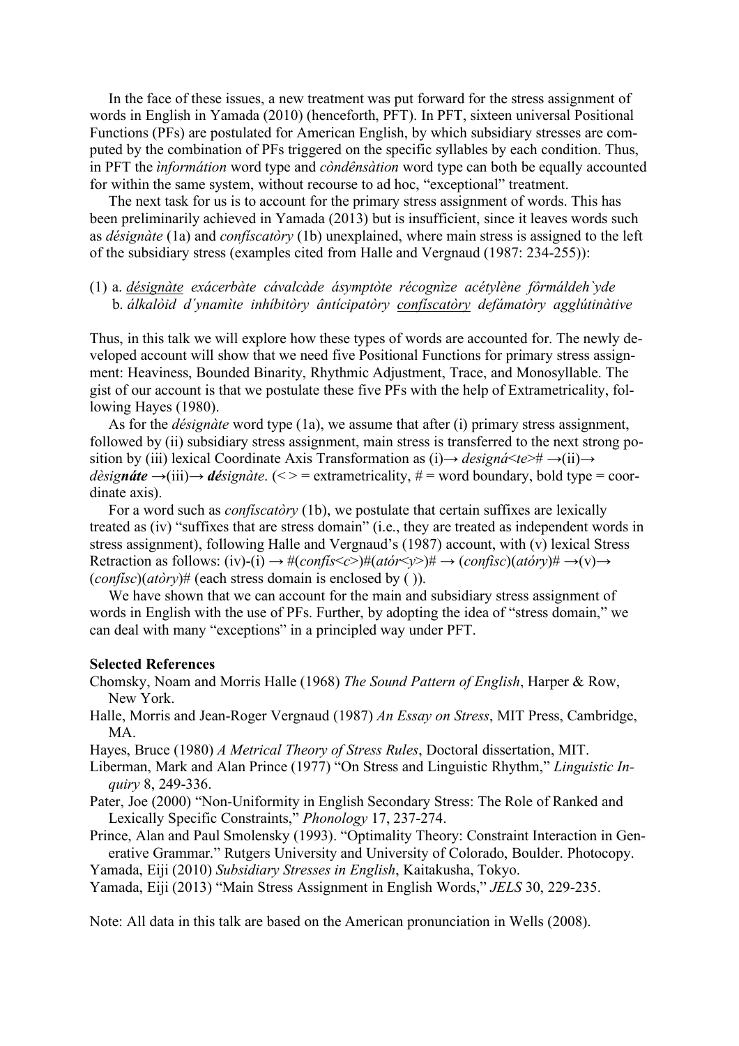In the face of these issues, a new treatment was put forward for the stress assignment of words in English in Yamada (2010) (henceforth, PFT). In PFT, sixteen universal Positional Functions (PFs) are postulated for American English, by which subsidiary stresses are computed by the combination of PFs triggered on the specific syllables by each condition. Thus, in PFT the *ìnformátion* word type and *còndênsàtion* word type can both be equally accounted for within the same system, without recourse to ad hoc, "exceptional" treatment.

The next task for us is to account for the primary stress assignment of words. This has been preliminarily achieved in Yamada (2013) but is insufficient, since it leaves words such as *désignàte* (1a) and *confíscatòry* (1b) unexplained, where main stress is assigned to the left of the subsidiary stress (examples cited from Halle and Vergnaud (1987: 234-255)):

(1) a. *<u>désignàte</u> exácerbàte cávalcàde ásymptòte récognìze acétylène fôrmáldeh`yde*
   b. *álkalòid d´ynamìte inhíbitòry ântícipatòry <u>confíscatòry</u> defámatòry agglútinàtive*

Thus, in this talk we will explore how these types of words are accounted for. The newly developed account will show that we need five Positional Functions for primary stress assignment: Heaviness, Bounded Binarity, Rhythmic Adjustment, Trace, and Monosyllable. The gist of our account is that we postulate these five PFs with the help of Extrametricality, following Hayes (1980).

As for the *désignàte* word type (1a), we assume that after (i) primary stress assignment, followed by (ii) subsidiary stress assignment, main stress is transferred to the next strong position by (iii) lexical Coordinate Axis Transformation as (i)→ *designá<te>#* →(ii)→ *dèsig**náte*** →(iii)→ ***dé**signàte*. (< > = extrametricality, # = word boundary, bold type = coordinate axis).

For a word such as *confíscatòry* (1b), we postulate that certain suffixes are lexically treated as (iv) "suffixes that are stress domain" (i.e., they are treated as independent words in stress assignment), following Halle and Vergnaud's (1987) account, with (v) lexical Stress Retraction as follows: (iv)-(i) → #(*confís<c>*)#(*atór<y>*)# → (*confisc*)(*atóry*)# →(v)→ (*confísc*)(*atòry*)# (each stress domain is enclosed by ( )).

We have shown that we can account for the main and subsidiary stress assignment of words in English with the use of PFs. Further, by adopting the idea of "stress domain," we can deal with many "exceptions" in a principled way under PFT.

**Selected References**

Chomsky, Noam and Morris Halle (1968) *The Sound Pattern of English*, Harper & Row, New York.

Halle, Morris and Jean-Roger Vergnaud (1987) *An Essay on Stress*, MIT Press, Cambridge, MA.

Hayes, Bruce (1980) *A Metrical Theory of Stress Rules*, Doctoral dissertation, MIT.

Liberman, Mark and Alan Prince (1977) "On Stress and Linguistic Rhythm," *Linguistic Inquiry* 8, 249-336.

Pater, Joe (2000) "Non-Uniformity in English Secondary Stress: The Role of Ranked and Lexically Specific Constraints," *Phonology* 17, 237-274.

Prince, Alan and Paul Smolensky (1993). "Optimality Theory: Constraint Interaction in Generative Grammar." Rutgers University and University of Colorado, Boulder. Photocopy.

Yamada, Eiji (2010) *Subsidiary Stresses in English*, Kaitakusha, Tokyo.

Yamada, Eiji (2013) "Main Stress Assignment in English Words," *JELS* 30, 229-235.

Note: All data in this talk are based on the American pronunciation in Wells (2008).